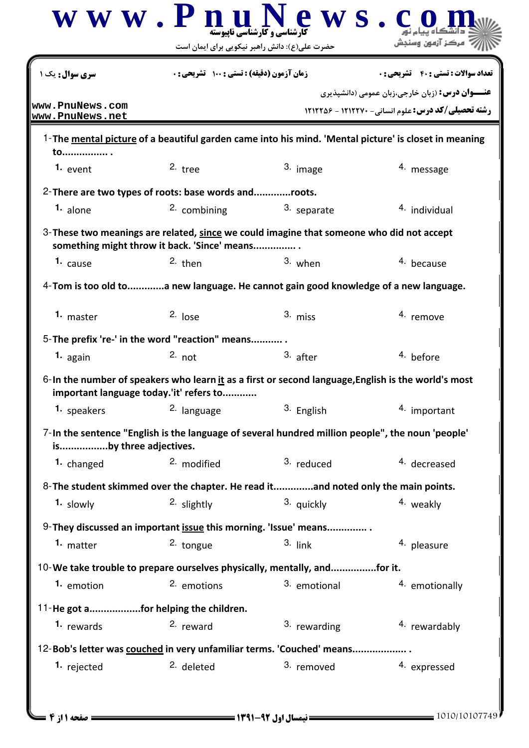سری سوال: یک ۱ | زمان آزمون (دقیقه) : تستی : ۱۰۰ تشریحی : ۰ | تعداد سوالات : تستی : ۴۰ تشریحی : ۰

**عنـــوان درس:** (زبان خارجی،زبان عمومی (دانشپذیری

**رشته تحصیلی/کد درس:** علوم انسانی- ۱۲۱۲۲۷۰ - ۱۲۱۲۲۵۶

1-**The mental picture of a beautiful garden came into his mind. 'Mental picture' is closet in meaning to................ .**

1. event
2. tree
3. image
4. message

2-**There are two types of roots: base words and.............roots.**

1. alone
2. combining
3. separate
4. individual

3-**These two meanings are related, since we could imagine that someone who did not accept something might throw it back. 'Since' means............... .**

1. cause
2. then
3. when
4. because

4-**Tom is too old to.............a new language. He cannot gain good knowledge of a new language.**

1. master
2. lose
3. miss
4. remove

5-**The prefix 're-' in the word "reaction" means........... .**

1. again
2. not
3. after
4. before

6-**In the number of speakers who learn it as a first or second language,English is the world's most important language today.'it' refers to............**

1. speakers
2. language
3. English
4. important

7-**In the sentence "English is the language of several hundred million people", the noun 'people' is.................by three adjectives.**

1. changed
2. modified
3. reduced
4. decreased

8-**The student skimmed over the chapter. He read it.............and noted only the main points.**

1. slowly
2. slightly
3. quickly
4. weakly

9-**They discussed an important issue this morning. 'Issue' means.............. .**

1. matter
2. tongue
3. link
4. pleasure

10-**We take trouble to prepare ourselves physically, mentally, and................for it.**

1. emotion
2. emotions
3. emotional
4. emotionally

11-**He got a..................for helping the children.**

1. rewards
2. reward
3. rewarding
4. rewardably

12-**Bob's letter was couched in very unfamiliar terms. 'Couched' means.................. .**

1. rejected
2. deleted
3. removed
4. expressed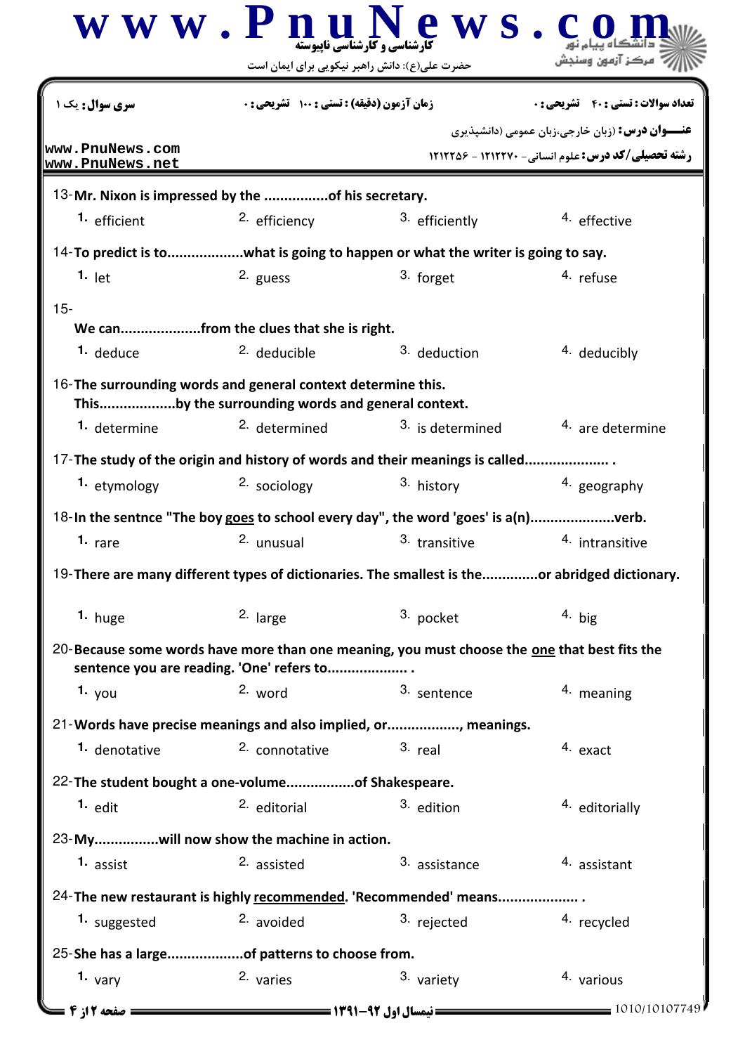13-**Mr. Nixon is impressed by the ................of his secretary.**

1. efficient
2. efficiency
3. efficiently
4. effective

14-**To predict is to...................what is going to happen or what the writer is going to say.**

1. let
2. guess
3. forget
4. refuse

15-

**We can....................from the clues that she is right.**

1. deduce
2. deducible
3. deduction
4. deducibly

16-**The surrounding words and general context determine this.**
**This...................by the surrounding words and general context.**

1. determine
2. determined
3. is determined
4. are determine

17-**The study of the origin and history of words and their meanings is called.................... .**

1. etymology
2. sociology
3. history
4. geography

18-**In the sentnce "The boy goes to school every day", the word 'goes' is a(n)....................verb.**

1. rare
2. unusual
3. transitive
4. intransitive

19-**There are many different types of dictionaries. The smallest is the.............or abridged dictionary.**

1. huge
2. large
3. pocket
4. big

20-**Because some words have more than one meaning, you must choose the one that best fits the sentence you are reading. 'One' refers to.................... .**

1. you
2. word
3. sentence
4. meaning

21-**Words have precise meanings and also implied, or.................., meanings.**

1. denotative
2. connotative
3. real
4. exact

22-**The student bought a one-volume.................of Shakespeare.**

1. edit
2. editorial
3. edition
4. editorially

23-**My................will now show the machine in action.**

1. assist
2. assisted
3. assistance
4. assistant

24-**The new restaurant is highly recommended. 'Recommended' means................... .**

1. suggested
2. avoided
3. rejected
4. recycled

25-**She has a large...................of patterns to choose from.**

1. vary
2. varies
3. variety
4. various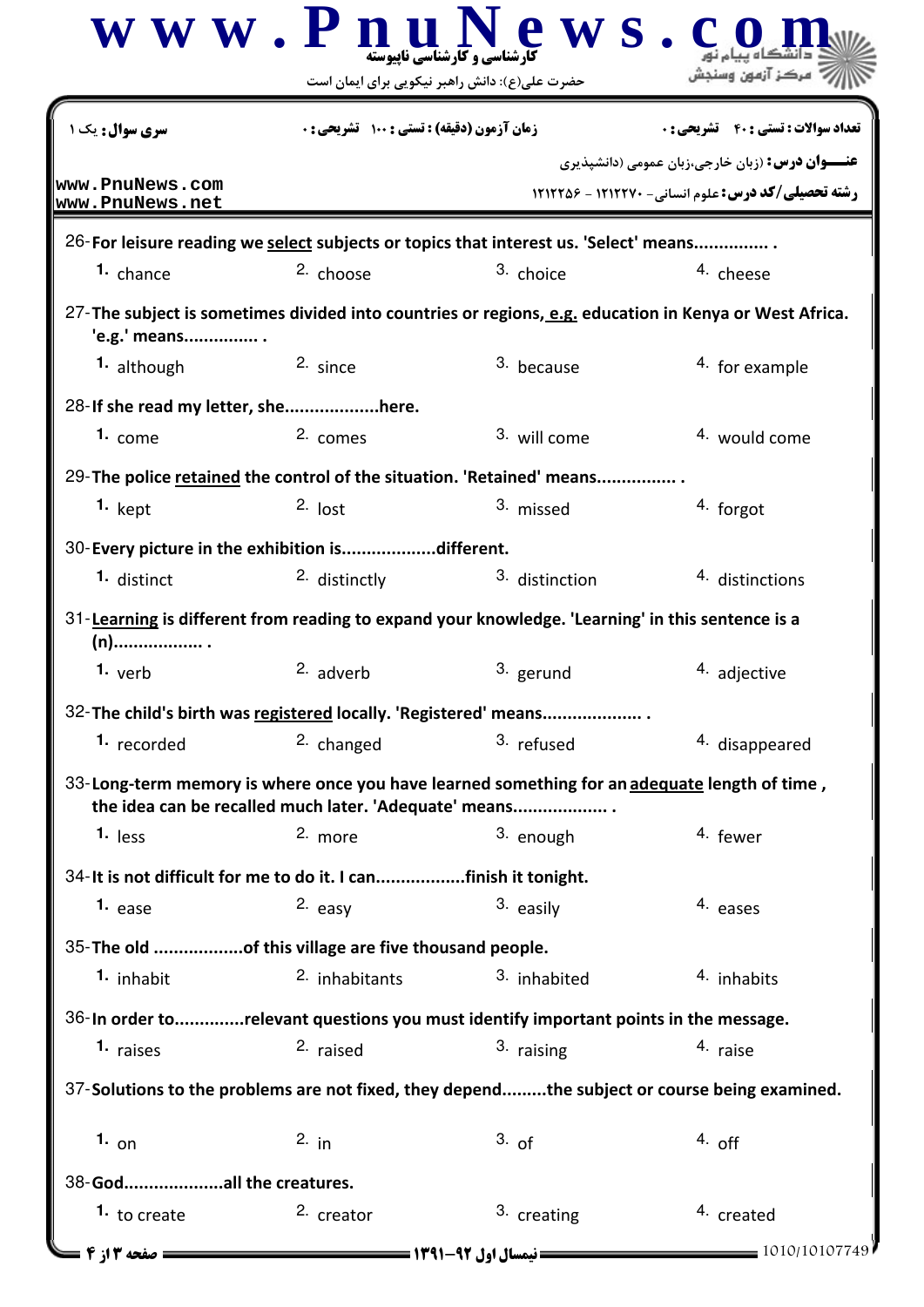سری سوال: یک ۱ | زمان آزمون (دقیقه) : تستی : ۱۰۰ تشریحی : ۰ | تعداد سوالات : تستی : ۴۰ تشریحی : ۰

**عنـــوان درس:** (زبان خارجی،زبان عمومی (دانشپذیری

**رشته تحصیلی/کد درس:** علوم انسانی- ۱۲۱۲۲۷۰ - ۱۲۱۲۲۵۶

www.PnuNews.com
www.PnuNews.net

26-**For leisure reading we select subjects or topics that interest us. 'Select' means............... .**

1. chance 2. choose 3. choice 4. cheese

27-**The subject is sometimes divided into countries or regions, e.g. education in Kenya or West Africa. 'e.g.' means............... .**

1. although 2. since 3. because 4. for example

28-**If she read my letter, she..................here.**

1. come 2. comes 3. will come 4. would come

29-**The police retained the control of the situation. 'Retained' means................ .**

1. kept 2. lost 3. missed 4. forgot

30-**Every picture in the exhibition is..................different.**

1. distinct 2. distinctly 3. distinction 4. distinctions

31-**Learning is different from reading to expand your knowledge. 'Learning' in this sentence is a (n)................. .**

1. verb 2. adverb 3. gerund 4. adjective

32-**The child's birth was registered locally. 'Registered' means.................... .**

1. recorded 2. changed 3. refused 4. disappeared

33-**Long-term memory is where once you have learned something for an adequate length of time , the idea can be recalled much later. 'Adequate' means.................. .**

1. less 2. more 3. enough 4. fewer

34-**It is not difficult for me to do it. I can.................finish it tonight.**

1. ease 2. easy 3. easily 4. eases

35-**The old .................of this village are five thousand people.**

1. inhabit 2. inhabitants 3. inhabited 4. inhabits

36-**In order to.............relevant questions you must identify important points in the message.**

1. raises 2. raised 3. raising 4. raise

37-**Solutions to the problems are not fixed, they depend.........the subject or course being examined.**

1. on 2. in 3. of 4. off

38-**God...................all the creatures.**

1. to create 2. creator 3. creating 4. created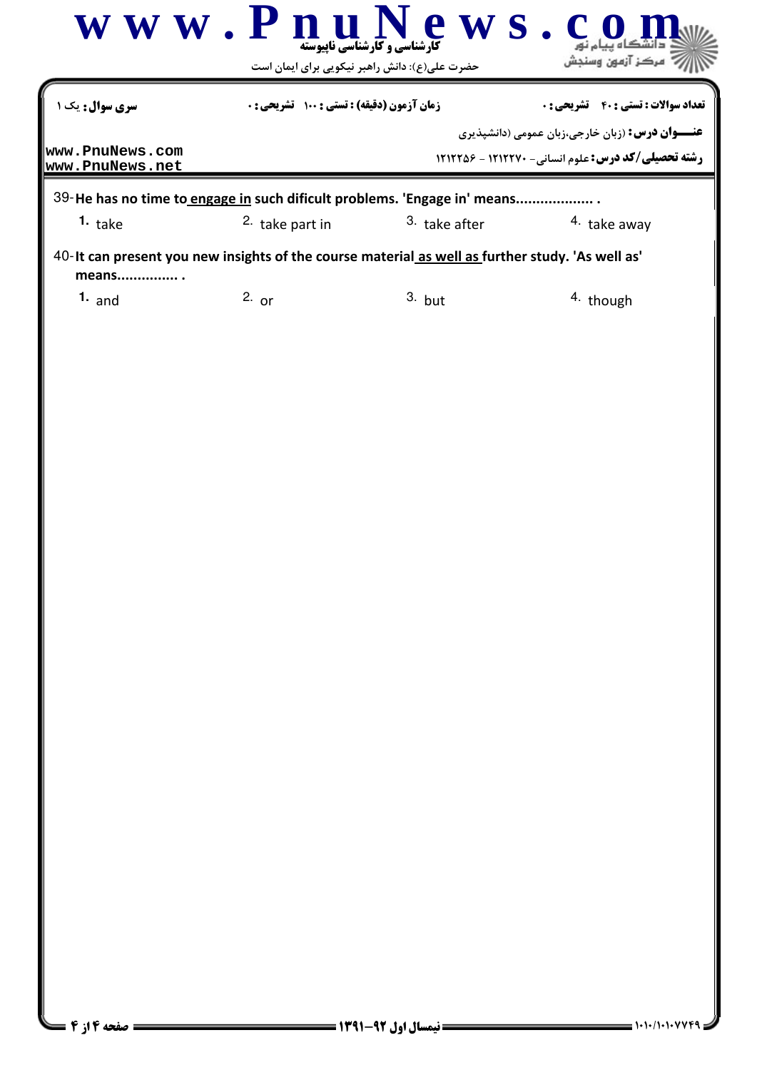39-**He has no time to engage in such dificult problems. 'Engage in' means................... .**

1. take
2. take part in
3. take after
4. take away

40-**It can present you new insights of the course material as well as further study. 'As well as' means............... .**

1. and
2. or
3. but
4. though